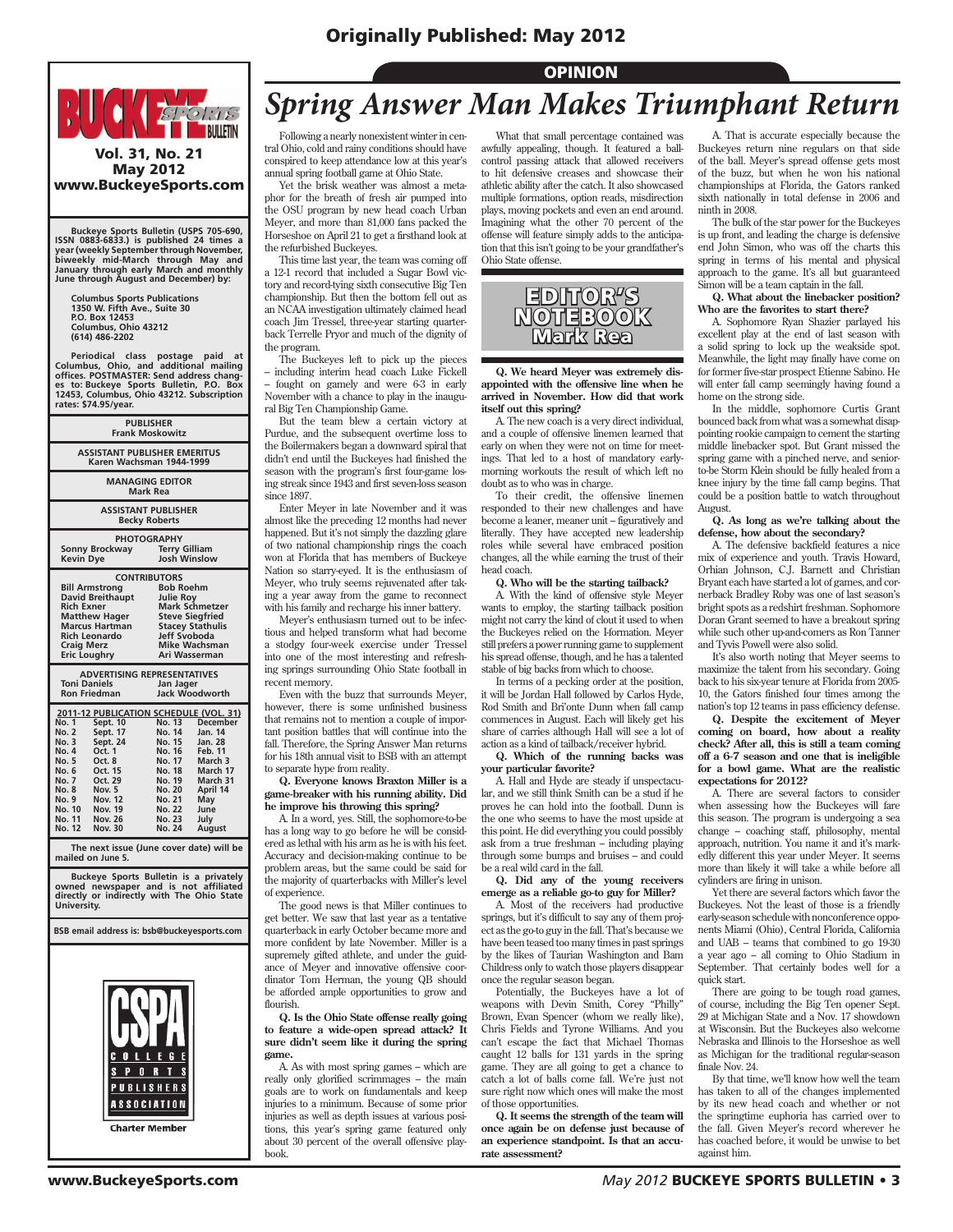Originally Published: May 2012

**Vol. 31, No. 21**
**May 2012**
**www.BuckeyeSports.com**

**Buckeye Sports Bulletin (USPS 705-690, ISSN 0883-6833.) is published 24 times a year (weekly September through November, biweekly mid-March through May and January through early March and monthly June through August and December) by:**

**Columbus Sports Publications**
**1350 W. Fifth Ave., Suite 30**
**P.O. Box 12453**
**Columbus, Ohio 43212**
**(614) 486-2202**

**Periodical class postage paid at Columbus, Ohio, and additional mailing offices. POSTMASTER: Send address changes to: Buckeye Sports Bulletin, P.O. Box 12453, Columbus, Ohio 43212. Subscription rates: $74.95/year.**

**PUBLISHER**
Frank Moskowitz

**ASSISTANT PUBLISHER EMERITUS**
Karen Wachsman 1944-1999

**MANAGING EDITOR**
Mark Rea

**ASSISTANT PUBLISHER**
Becky Roberts

**PHOTOGRAPHY**
Sonny Brockway, Terry Gilliam, Kevin Dye, Josh Winslow

**CONTRIBUTORS**
Bill Armstrong, Bob Roehm, David Breithaupt, Julie Roy, Rich Exner, Mark Schmetzer, Matthew Hager, Steve Siegfried, Marcus Hartman, Stacey Stathulis, Rich Leonardo, Jeff Svoboda, Craig Merz, Mike Wachsman, Eric Loughry, Ari Wasserman

**ADVERTISING REPRESENTATIVES**
Toni Daniels, Jan Jager, Ron Friedman, Jack Woodworth

**2011-12 PUBLICATION SCHEDULE (VOL. 31)**

| No. | Date | No. | Date |
|---|---|---|---|
| No. 1 | Sept. 10 | No. 13 | December |
| No. 2 | Sept. 17 | No. 14 | Jan. 14 |
| No. 3 | Sept. 24 | No. 15 | Jan. 28 |
| No. 4 | Oct. 1 | No. 16 | Feb. 11 |
| No. 5 | Oct. 8 | No. 17 | March 3 |
| No. 6 | Oct. 15 | No. 18 | March 17 |
| No. 7 | Oct. 29 | No. 19 | March 31 |
| No. 8 | Nov. 5 | No. 20 | April 14 |
| No. 9 | Nov. 12 | No. 21 | May |
| No. 10 | Nov. 19 | No. 22 | June |
| No. 11 | Nov. 26 | No. 23 | July |
| No. 12 | Nov. 30 | No. 24 | August |

**The next issue (June cover date) will be mailed on June 5.**

**Buckeye Sports Bulletin is a privately owned newspaper and is not affiliated directly or indirectly with The Ohio State University.**

**BSB email address is: bsb@buckeyesports.com**

CSPA College Sports Publishers Association — Charter Member

OPINION

# Spring Answer Man Makes Triumphant Return

Following a nearly nonexistent winter in central Ohio, cold and rainy conditions should have conspired to keep attendance low at this year's annual spring football game at Ohio State.

Yet the brisk weather was almost a metaphor for the breath of fresh air pumped into the OSU program by new head coach Urban Meyer, and more than 81,000 fans packed the Horseshoe on April 21 to get a firsthand look at the refurbished Buckeyes.

This time last year, the team was coming off a 12-1 record that included a Sugar Bowl victory and record-tying sixth consecutive Big Ten championship. But then the bottom fell out as an NCAA investigation ultimately claimed head coach Jim Tressel, three-year starting quarterback Terrelle Pryor and much of the dignity of the program.

The Buckeyes left to pick up the pieces – including interim head coach Luke Fickell – fought on gamely and were 6-3 in early November with a chance to play in the inaugural Big Ten Championship Game.

But the team blew a certain victory at Purdue, and the subsequent overtime loss to the Boilermakers began a downward spiral that didn't end until the Buckeyes had finished the season with the program's first four-game losing streak since 1943 and first seven-loss season since 1897.

Enter Meyer in late November and it was almost like the preceding 12 months had never happened. But it's not simply the dazzling glare of two national championship rings the coach won at Florida that has members of Buckeye Nation so starry-eyed. It is the enthusiasm of Meyer, who truly seems rejuvenated after taking a year away from the game to reconnect with his family and recharge his inner battery.

Meyer's enthusiasm turned out to be infectious and helped transform what had become a stodgy four-week exercise under Tressel into one of the most interesting and refreshing springs surrounding Ohio State football in recent memory.

Even with the buzz that surrounds Meyer, however, there is some unfinished business that remains not to mention a couple of important position battles that will continue into the fall. Therefore, the Spring Answer Man returns for his 18th annual visit to BSB with an attempt to separate hype from reality.

**Q. Everyone knows Braxton Miller is a game-breaker with his running ability. Did he improve his throwing this spring?**

A. In a word, yes. Still, the sophomore-to-be has a long way to go before he will be considered as lethal with his arm as he is with his feet. Accuracy and decision-making continue to be problem areas, but the same could be said for the majority of quarterbacks with Miller's level of experience.

The good news is that Miller continues to get better. We saw that last year as a tentative quarterback in early October became more and more confident by late November. Miller is a supremely gifted athlete, and under the guidance of Meyer and innovative offensive coordinator Tom Herman, the young QB should be afforded ample opportunities to grow and flourish.

**Q. Is the Ohio State offense really going to feature a wide-open spread attack? It sure didn't seem like it during the spring game.**

A. As with most spring games – which are really only glorified scrimmages – the main goals are to work on fundamentals and keep injuries to a minimum. Because of some prior injuries as well as depth issues at various positions, this year's spring game featured only about 30 percent of the overall offensive playbook.

What that small percentage contained was awfully appealing, though. It featured a ball-control passing attack that allowed receivers to hit defensive creases and showcase their athletic ability after the catch. It also showcased multiple formations, option reads, misdirection plays, moving pockets and even an end around. Imagining what the other 70 percent of the offense will feature simply adds to the anticipation that this isn't going to be your grandfather's Ohio State offense.

EDITOR'S NOTEBOOK
Mark Rea

**Q. We heard Meyer was extremely disappointed with the offensive line when he arrived in November. How did that work itself out this spring?**

A. The new coach is a very direct individual, and a couple of offensive linemen learned that early on when they were not on time for meetings. That led to a host of mandatory early-morning workouts the result of which left no doubt as to who was in charge.

To their credit, the offensive linemen responded to their new challenges and have become a leaner, meaner unit – figuratively and literally. They have accepted new leadership roles while several have embraced position changes, all the while earning the trust of their head coach.

**Q. Who will be the starting tailback?**

A. With the kind of offensive style Meyer wants to employ, the starting tailback position might not carry the kind of clout it used to when the Buckeyes relied on the I-formation. Meyer still prefers a power running game to supplement his spread offense, though, and he has a talented stable of big backs from which to choose.

In terms of a pecking order at the position, it will be Jordan Hall followed by Carlos Hyde, Rod Smith and Bri'onte Dunn when fall camp commences in August. Each will likely get his share of carries although Hall will see a lot of action as a kind of tailback/receiver hybrid.

**Q. Which of the running backs was your particular favorite?**

A. Hall and Hyde are steady if unspectacular, and we still think Smith can be a stud if he proves he can hold into the football. Dunn is the one who seems to have the most upside at this point. He did everything you could possibly ask from a true freshman – including playing through some bumps and bruises – and could be a real wild card in the fall.

**Q. Did any of the young receivers emerge as a reliable go-to guy for Miller?**

A. Most of the receivers had productive springs, but it's difficult to say any of them project as the go-to guy in the fall. That's because we have been teased too many times in past springs by the likes of Taurian Washington and Bam Childress only to watch those players disappear once the regular season began.

Potentially, the Buckeyes have a lot of weapons with Devin Smith, Corey "Philly" Brown, Evan Spencer (whom we really like), Chris Fields and Tyrone Williams. And you can't escape the fact that Michael Thomas caught 12 balls for 131 yards in the spring game. They are all going to get a chance to catch a lot of balls come fall. We're just not sure right now which ones will make the most of those opportunities.

**Q. It seems the strength of the team will once again be on defense just because of an experience standpoint. Is that an accurate assessment?**

A. That is accurate especially because the Buckeyes return nine regulars on that side of the ball. Meyer's spread offense gets most of the buzz, but when he won his national championships at Florida, the Gators ranked sixth nationally in total defense in 2006 and ninth in 2008.

The bulk of the star power for the Buckeyes is up front, and leading the charge is defensive end John Simon, who was off the charts this spring in terms of his mental and physical approach to the game. It's all but guaranteed Simon will be a team captain in the fall.

**Q. What about the linebacker position? Who are the favorites to start there?**

A. Sophomore Ryan Shazier parlayed his excellent play at the end of last season with a solid spring to lock up the weakside spot. Meanwhile, the light may finally have come on for former five-star prospect Etienne Sabino. He will enter fall camp seemingly having found a home on the strong side.

In the middle, sophomore Curtis Grant bounced back from what was a somewhat disappointing rookie campaign to cement the starting middle linebacker spot. But Grant missed the spring game with a pinched nerve, and senior-to-be Storm Klein should be fully healed from a knee injury by the time fall camp begins. That could be a position battle to watch throughout August.

**Q. As long as we're talking about the defense, how about the secondary?**

A. The defensive backfield features a nice mix of experience and youth. Travis Howard, Orhian Johnson, C.J. Barnett and Christian Bryant each have started a lot of games, and cornerback Bradley Roby was one of last season's bright spots as a redshirt freshman. Sophomore Doran Grant seemed to have a breakout spring while such other up-and-comers as Ron Tanner and Tyvis Powell were also solid.

It's also worth noting that Meyer seems to maximize the talent from his secondary. Going back to his six-year tenure at Florida from 2005-10, the Gators finished four times among the nation's top 12 teams in pass efficiency defense.

**Q. Despite the excitement of Meyer coming on board, how about a reality check? After all, this is still a team coming off a 6-7 season and one that is ineligible for a bowl game. What are the realistic expectations for 2012?**

A. There are several factors to consider when assessing how the Buckeyes will fare this season. The program is undergoing a sea change – coaching staff, philosophy, mental approach, nutrition. You name it and it's markedly different this year under Meyer. It seems more than likely it will take a while before all cylinders are firing in unison.

Yet there are several factors which favor the Buckeyes. Not the least of those is a friendly early-season schedule with nonconference opponents Miami (Ohio), Central Florida, California and UAB – teams that combined to go 19-30 a year ago – all coming to Ohio Stadium in September. That certainly bodes well for a quick start.

There are going to be tough road games, of course, including the Big Ten opener Sept. 29 at Michigan State and a Nov. 17 showdown at Wisconsin. But the Buckeyes also welcome Nebraska and Illinois to the Horseshoe as well as Michigan for the traditional regular-season finale Nov. 24.

By that time, we'll know how well the team has taken to all of the changes implemented by its new head coach and whether or not the springtime euphoria has carried over to the fall. Given Meyer's record wherever he has coached before, it would be unwise to bet against him.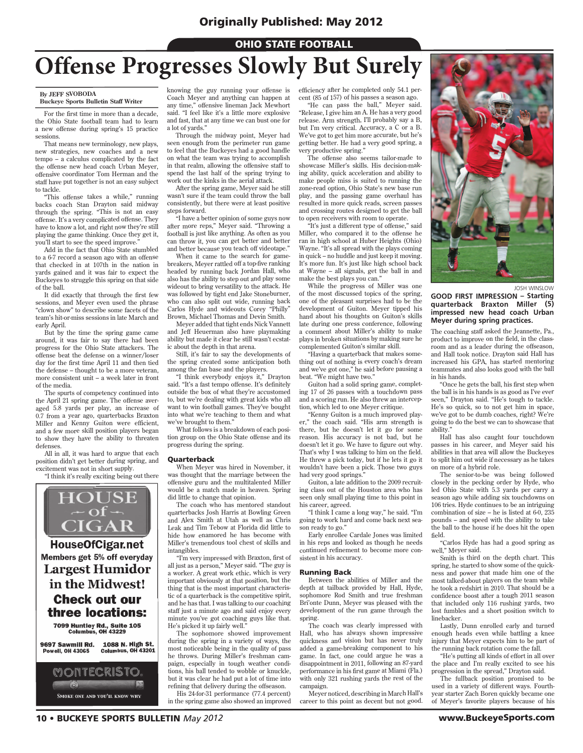Originally Published: May 2012

OHIO STATE FOOTBALL

# Offense Progresses Slowly But Surely

**By JEFF SVOBODA**
**Buckeye Sports Bulletin Staff Writer**

For the first time in more than a decade, the Ohio State football team had to learn a new offense during spring's 15 practice sessions.

That means new terminology, new plays, new strategies, new coaches and a new tempo – a calculus complicated by the fact the offense new head coach Urban Meyer, offensive coordinator Tom Herman and the staff have put together is not an easy subject to tackle.

"This offense takes a while," running backs coach Stan Drayton said midway through the spring. "This is not an easy offense. It's a very complicated offense. They have to know a lot, and right now they're still playing the game thinking. Once they get it, you'll start to see the speed improve."

Add in the fact that Ohio State stumbled to a 6-7 record a season ago with an offense that checked in at 107th in the nation in yards gained and it was fair to expect the Buckeyes to struggle this spring on that side of the ball.

It did exactly that through the first few sessions, and Meyer even used the phrase "clown show" to describe some facets of the team's hit-or-miss sessions in late March and early April.

But by the time the spring game came around, it was fair to say there had been progress for the Ohio State attackers. The offense beat the defense on a winner/loser day for the first time April 11 and then tied the defense – thought to be a more veteran, more consistent unit – a week later in front of the media.

The spurts of competency continued into the April 21 spring game. The offense averaged 5.8 yards per play, an increase of 0.7 from a year ago, quarterbacks Braxton Miller and Kenny Guiton were efficient, and a few more skill position players began to show they have the ability to threaten defenses.

All in all, it was hard to argue that each position didn't get better during spring, and excitement was not in short supply.

"I think it's really exciting being out there knowing the guy running your offense is Coach Meyer and anything can happen at any time," offensive lineman Jack Mewhort said. "I feel like it's a little more explosive and fast, that at any time we can bust one for a lot of yards."

Through the midway point, Meyer had seen enough from the perimeter run game to feel that the Buckeyes had a good handle on what the team was trying to accomplish in that realm, allowing the offensive staff to spend the last half of the spring trying to work out the kinks in the aerial attack.

After the spring game, Meyer said he still wasn't sure if the team could throw the ball consistently, but there were at least positive steps forward.

"I have a better opinion of some guys now after more reps," Meyer said. "Throwing a football is just like anything. As often as you can throw it, you can get better and better and better because you teach off videotape."

When it came to the search for game-breakers, Meyer rattled off a top-five ranking headed by running back Jordan Hall, who also has the ability to step out and play some wideout to bring versatility to the attack. He was followed by tight end Jake Stoneburner, who can also split out wide, running back Carlos Hyde and wideouts Corey "Philly" Brown, Michael Thomas and Devin Smith.

Meyer added that tight ends Nick Vannett and Jeff Heuerman also have playmaking ability but made it clear he still wasn't ecstatic about the depth in that arena.

Still, it's fair to say the developments of the spring created some anticipation both among the fan base and the players.

"I think everybody enjoys it," Drayton said. "It's a fast tempo offense. It's definitely outside the box of what they're accustomed to, but we're dealing with great kids who all want to win football games. They've bought into what we're teaching to them and what we've brought to them."

What follows is a breakdown of each position group on the Ohio State offense and its progress during the spring.

### Quarterback

When Meyer was hired in November, it was thought that the marriage between the offensive guru and the multitalented Miller would be a match made in heaven. Spring did little to change that opinion.

The coach who has mentored standout quarterbacks Josh Harris at Bowling Green and Alex Smith at Utah as well as Chris Leak and Tim Tebow at Florida did little to hide how enamored he has become with Miller's tremendous tool chest of skills and intangibles.

"I'm very impressed with Braxton, first of all just as a person," Meyer said. "The guy is a worker. A great work ethic, which is very important obviously at that position, but the thing that is the most important characteristic of a quarterback is the competitive spirit, and he has that. I was talking to our coaching staff just a minute ago and said enjoy every minute you've got coaching guys like that. He's picked it up fairly well."

The sophomore showed improvement during the spring in a variety of ways, the most noticeable being in the quality of pass he throws. During Miller's freshman campaign, especially in tough weather conditions, his ball tended to wobble or knuckle, but it was clear he had put a lot of time into refining that delivery during the offseason.

His 24-for-31 performance (77.4 percent) in the spring game also showed an improved efficiency after he completed only 54.1 percent (85 of 157) of his passes a season ago.

"He can pass the ball," Meyer said. "Release, I give him an A. He has a very good release. Arm strength, I'll probably say a B, but I'm very critical. Accuracy, a C or a B. We've got to get him more accurate, but he's getting better. He had a very good spring, a very productive spring."

The offense also seems tailor-made to showcase Miller's skills. His decision-making ability, quick acceleration and ability to make people miss is suited to running the zone-read option, Ohio State's new base run play, and the passing game overhaul has resulted in more quick reads, screen passes and crossing routes designed to get the ball to open receivers with room to operate.

"It's just a different type of offense," said Miller, who compared it to the offense he ran in high school at Huber Heights (Ohio) Wayne. "It's all spread with the plays coming in quick – no huddle and just keep it moving. It's more fun. It's just like high school back at Wayne – all signals, get the ball in and make the best plays you can."

While the progress of Miller was one of the most discussed topics of the spring, one of the pleasant surprises had to be the development of Guiton. Meyer tipped his hand about his thoughts on Guiton's skills late during one press conference, following a comment about Miller's ability to make plays in broken situations by making sure he complemented Guiton's similar skill.

"Having a quarterback that makes something out of nothing is every coach's dream and we've got one," he said before pausing a beat. "We might have two."

Guiton had a solid spring game, completing 17 of 26 passes with a touchdown pass and a scoring run. He also threw an interception, which led to one Meyer critique.

"Kenny Guiton is a much improved player," the coach said. "His arm strength is there, but he doesn't let it go for some reason. His accuracy is not bad, but he doesn't let it go. We have to figure out why. That's why I was talking to him on the field. He threw a pick today, but if he lets it go it wouldn't have been a pick. Those two guys had very good springs."

Guiton, a late addition to the 2009 recruiting class out of the Houston area who has seen only small playing time to this point in his career, agreed.

"I think I came a long way," he said. "I'm going to work hard and come back next season ready to go."

Early enrollee Cardale Jones was limited in his reps and looked as though he needs continued refinement to become more consistent in his accuracy.

### Running Back

Between the abilities of Miller and the depth at tailback provided by Hall, Hyde, sophomore Rod Smith and true freshman Bri'onte Dunn, Meyer was pleased with the development of the run game through the spring.

The coach was clearly impressed with Hall, who has always shown impressive quickness and vision but has never truly added a game-breaking component to his game. In fact, one could argue he was a disappointment in 2011, following an 87-yard performance in his first game at Miami (Fla.) with only 321 rushing yards the rest of the campaign.

Meyer noticed, describing in March Hall's career to this point as decent but not good. The coaching staff asked the Jeannette, Pa., product to improve on the field, in the classroom and as a leader during the offseason, and Hall took notice. Drayton said Hall has increased his GPA, has started mentoring teammates and also looks good with the ball in his hands.

"Once he gets the ball, his first step when the ball is in his hands is as good as I've ever seen," Drayton said. "He's tough to tackle. He's so quick, so to not get him in space, we've got to be dumb coaches, right? We're going to do the best we can to showcase that ability."

Hall has also caught four touchdown passes in his career, and Meyer said his abilities in that area will allow the Buckeyes to split him out wide if necessary as he takes on more of a hybrid role.

The senior-to-be was being followed closely in the pecking order by Hyde, who led Ohio State with 5.3 yards per carry a season ago while adding six touchdowns on 106 tries. Hyde continues to be an intriguing combination of size – he is listed at 6-0, 235 pounds – and speed with the ability to take the ball to the house if he does hit the open field.

"Carlos Hyde has had a good spring as well," Meyer said.

Smith is third on the depth chart. This spring, he started to show some of the quickness and power that made him one of the most talked-about players on the team while he took a redshirt in 2010. That should be a confidence boost after a tough 2011 season that included only 116 rushing yards, two lost fumbles and a short position switch to linebacker.

Lastly, Dunn enrolled early and turned enough heads even while battling a knee injury that Meyer expects him to be part of the running back rotation come the fall.

"He's putting all kinds of effort in all over the place and I'm really excited to see his progression in the spread," Drayton said.

The fullback position promised to be used in a variety of different ways. Fourth-year starter Zach Boren quickly became one of Meyer's favorite players because of his

JOSH WINSLOW

**GOOD FIRST IMPRESSION – Starting quarterback Braxton Miller (5) impressed new head coach Urban Meyer during spring practices.**

HOUSE of CIGAR
HouseOfCigar.net
Members get 5% off everyday
Largest Humidor in the Midwest!
Check out our three locations:
7099 Huntley Rd., Suite 105 Columbus, OH 43229
9697 Sawmill Rd. Powell, OH 43065
1088 N. High St. Columbus, OH 43201
MONTECRISTO. SMOKE ONE AND YOU'LL KNOW WHY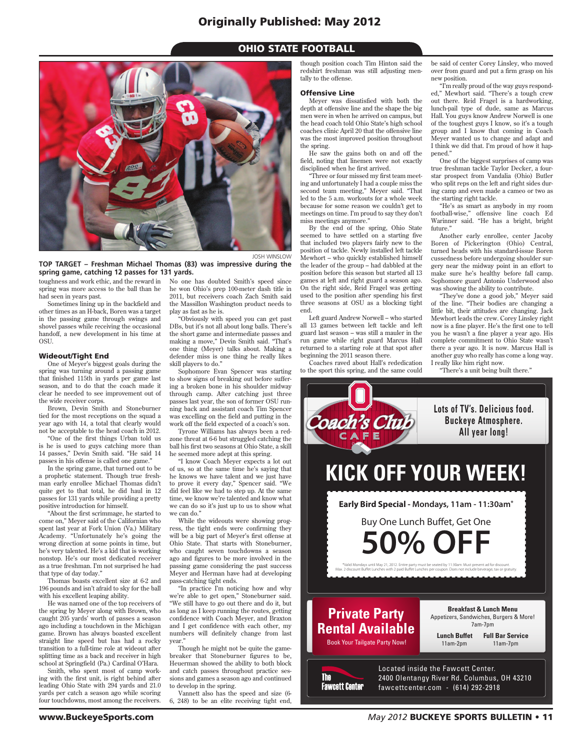## OHIO STATE FOOTBALL

JOSH WINSLOW

**TOP TARGET – Freshman Michael Thomas (83) was impressive during the spring game, catching 12 passes for 131 yards.**

toughness and work ethic, and the reward in spring was more access to the ball than he had seen in years past.

Sometimes lining up in the backfield and other times as an H-back, Boren was a target in the passing game through swings and shovel passes while receiving the occasional handoff, a new development in his time at OSU.

### Wideout/Tight End

One of Meyer's biggest goals during the spring was turning around a passing game that finished 115th in yards per game last season, and to do that the coach made it clear he needed to see improvement out of the wide receiver corps.

Brown, Devin Smith and Stoneburner tied for the most receptions on the squad a year ago with 14, a total that clearly would not be acceptable to the head coach in 2012.

"One of the first things Urban told us is he is used to guys catching more than 14 passes," Devin Smith said. "He said 14 passes in his offense is called one game."

In the spring game, that turned out to be a prophetic statement. Though true freshman early enrollee Michael Thomas didn't quite get to that total, he did haul in 12 passes for 131 yards while providing a pretty positive introduction for himself.

"About the first scrimmage, he started to come on," Meyer said of the Californian who spent last year at Fork Union (Va.) Military Academy. "Unfortunately he's going the wrong direction at some points in time, but he's very talented. He's a kid that is working nonstop. He's our most dedicated receiver as a true freshman. I'm not surprised he had that type of day today."

Thomas boasts excellent size at 6-2 and 196 pounds and isn't afraid to sky for the ball with his excellent leaping ability.

He was named one of the top receivers of the spring by Meyer along with Brown, who caught 205 yards' worth of passes a season ago including a touchdown in the Michigan game. Brown has always boasted excellent straight line speed but has had a rocky transition to a full-time role at wideout after splitting time as a back and receiver in high school at Springfield (Pa.) Cardinal O'Hara.

Smith, who spent most of camp working with the first unit, is right behind after leading Ohio State with 294 yards and 21.0 yards per catch a season ago while scoring four touchdowns, most among the receivers. No one has doubted Smith's speed since he won Ohio's prep 100-meter dash title in 2011, but receivers coach Zach Smith said the Massillon Washington product needs to play as fast as he is.

"Obviously with speed you can get past DBs, but it's not all about long balls. There's the short game and intermediate passes and making a move," Devin Smith said. "That's one thing (Meyer) talks about. Making a defender miss is one thing he really likes skill players to do."

Sophomore Evan Spencer was starting to show signs of breaking out before suffering a broken bone in his shoulder midway through camp. After catching just three passes last year, the son of former OSU running back and assistant coach Tim Spencer was excelling on the field and putting in the work off the field expected of a coach's son.

Tyrone Williams has always been a redzone threat at 6-6 but struggled catching the ball his first two seasons at Ohio State, a skill he seemed more adept at this spring.

"I know Coach Meyer expects a lot out of us, so at the same time he's saying that he knows we have talent and we just have to prove it every day," Spencer said. "We did feel like we had to step up. At the same time, we know we're talented and know what we can do so it's just up to us to show what we can do."

While the wideouts were showing progress, the tight ends were confirming they will be a big part of Meyer's first offense at Ohio State. That starts with Stoneburner, who caught seven touchdowns a season ago and figures to be more involved in the passing game considering the past success Meyer and Herman have had at developing pass-catching tight ends.

"In practice I'm noticing how and why we're able to get open," Stoneburner said. "We still have to go out there and do it, but as long as I keep running the routes, getting confidence with Coach Meyer, and Braxton and I get confidence with each other, my numbers will definitely change from last year."

Though he might not be quite the gamebreaker that Stoneburner figures to be, Heuerman showed the ability to both block and catch passes throughout practice sessions and games a season ago and continued to develop in the spring.

Vannett also has the speed and size (6-6, 248) to be an elite receiving tight end, though position coach Tim Hinton said the redshirt freshman was still adjusting mentally to the offense.

### Offensive Line

Meyer was dissatisfied with both the depth at offensive line and the shape the big men were in when he arrived on campus, but the head coach told Ohio State's high school coaches clinic April 20 that the offensive line was the most improved position throughout the spring.

He saw the gains both on and off the field, noting that linemen were not exactly disciplined when he first arrived.

"Three or four missed my first team meeting and unfortunately I had a couple miss the second team meeting," Meyer said. "That led to the 5 a.m. workouts for a whole week because for some reason we couldn't get to meetings on time. I'm proud to say they don't miss meetings anymore."

By the end of the spring, Ohio State seemed to have settled on a starting five that included two players fairly new to the position of tackle. Newly installed left tackle Mewhort – who quickly established himself the leader of the group – had dabbled at the position before this season but started all 13 games at left and right guard a season ago. On the right side, Reid Fragel was getting used to the position after spending his first three seasons at OSU as a blocking tight end.

Left guard Andrew Norwell – who started all 13 games between left tackle and left guard last season – was still a mauler in the run game while right guard Marcus Hall returned to a starting role at that spot after beginning the 2011 season there.

Coaches raved about Hall's rededication to the sport this spring, and the same could be said of center Corey Linsley, who moved over from guard and put a firm grasp on his new position.

"I'm really proud of the way guys responded," Mewhort said. "There's a tough crew out there. Reid Fragel is a hardworking, lunch-pail type of dude, same as Marcus Hall. You guys know Andrew Norwell is one of the toughest guys I know, so it's a tough group and I know that coming in Coach Meyer wanted us to change and adapt and I think we did that. I'm proud of how it happened."

One of the biggest surprises of camp was true freshman tackle Taylor Decker, a four-star prospect from Vandalia (Ohio) Butler who split reps on the left and right sides during camp and even made a cameo or two as the starting right tackle.

"He's as smart as anybody in my room football-wise," offensive line coach Ed Warinner said. "He has a bright, bright future."

Another early enrollee, center Jacoby Boren of Pickerington (Ohio) Central, turned heads with his standard-issue Boren cussedness before undergoing shoulder surgery near the midway point in an effort to make sure he's healthy before fall camp. Sophomore guard Antonio Underwood also was showing the ability to contribute.

"They've done a good job," Meyer said of the line. "Their bodies are changing a little bit, their attitudes are changing. Jack Mewhort leads the crew. Corey Linsley right now is a fine player. He's the first one to tell you he wasn't a fine player a year ago. His complete commitment to Ohio State wasn't there a year ago. It is now. Marcus Hall is another guy who really has come a long way. I really like him right now.

"There's a unit being built there."

---

**Coach's Club CAFE**

Lots of TV's. Delicious food. Buckeye Atmosphere. All year long!

# KICK OFF YOUR WEEK!

**Early Bird Special** - Mondays, 11am - 11:30am*

Buy One Lunch Buffet, Get One

**50% OFF**

*Valid Mondays until May 21, 2012. Entire party must be seated by 11:30am. Must present ad for discount. Max. 2 discount Buffet Lunches with 2 paid Buffet Lunches per coupon. Does not include beverage, tax or gratuity.

**Private Party Rental Available**

Book Your Tailgate Party Now!

**Breakfast & Lunch Menu**
Appetizers, Sandwiches, Burgers & More!
7am-7pm

**Lunch Buffet** 11am-2pm

**Full Bar Service** 11am-7pm

The Fawcett Center

Located inside the Fawcett Center.
2400 Olentangy River Rd. Columbus, OH 43210
fawcettcenter.com - (614) 292-2918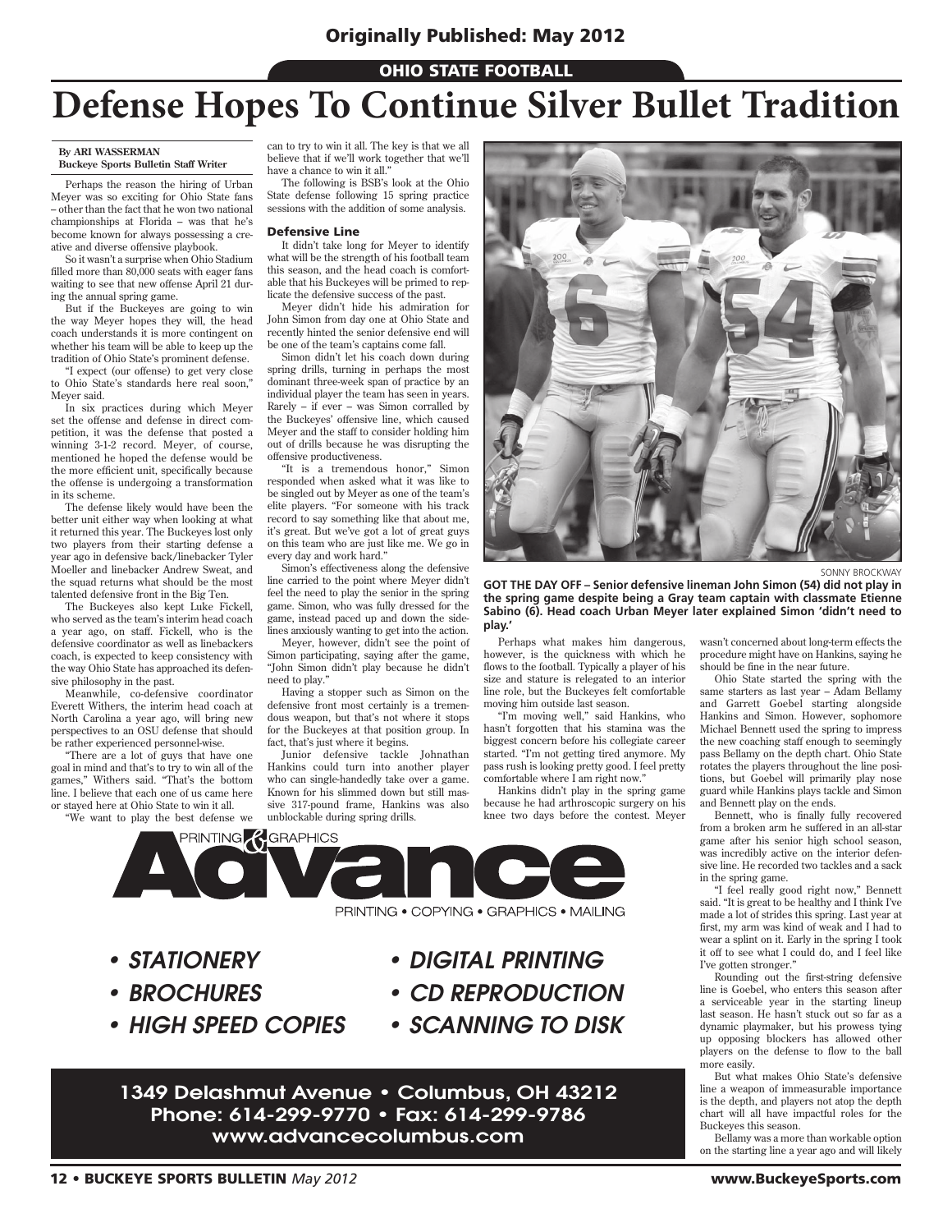Originally Published: May 2012

OHIO STATE FOOTBALL

# Defense Hopes To Continue Silver Bullet Tradition

**By ARI WASSERMAN**
**Buckeye Sports Bulletin Staff Writer**

Perhaps the reason the hiring of Urban Meyer was so exciting for Ohio State fans – other than the fact that he won two national championships at Florida – was that he's become known for always possessing a creative and diverse offensive playbook.

So it wasn't a surprise when Ohio Stadium filled more than 80,000 seats with eager fans waiting to see that new offense April 21 during the annual spring game.

But if the Buckeyes are going to win the way Meyer hopes they will, the head coach understands it is more contingent on whether his team will be able to keep up the tradition of Ohio State's prominent defense.

"I expect (our offense) to get very close to Ohio State's standards here real soon," Meyer said.

In six practices during which Meyer set the offense and defense in direct competition, it was the defense that posted a winning 3-1-2 record. Meyer, of course, mentioned he hoped the defense would be the more efficient unit, specifically because the offense is undergoing a transformation in its scheme.

The defense likely would have been the better unit either way when looking at what it returned this year. The Buckeyes lost only two players from their starting defense a year ago in defensive back/linebacker Tyler Moeller and linebacker Andrew Sweat, and the squad returns what should be the most talented defensive front in the Big Ten.

The Buckeyes also kept Luke Fickell, who served as the team's interim head coach a year ago, on staff. Fickell, who is the defensive coordinator as well as linebackers coach, is expected to keep consistency with the way Ohio State has approached its defensive philosophy in the past.

Meanwhile, co-defensive coordinator Everett Withers, the interim head coach at North Carolina a year ago, will bring new perspectives to an OSU defense that should be rather experienced personnel-wise.

"There are a lot of guys that have one goal in mind and that's to try to win all of the games," Withers said. "That's the bottom line. I believe that each one of us came here or stayed here at Ohio State to win it all.

"We want to play the best defense we can to try to win it all. The key is that we all believe that if we'll work together that we'll have a chance to win it all."

The following is BSB's look at the Ohio State defense following 15 spring practice sessions with the addition of some analysis.

### Defensive Line

It didn't take long for Meyer to identify what will be the strength of his football team this season, and the head coach is comfortable that his Buckeyes will be primed to replicate the defensive success of the past.

Meyer didn't hide his admiration for John Simon from day one at Ohio State and recently hinted the senior defensive end will be one of the team's captains come fall.

Simon didn't let his coach down during spring drills, turning in perhaps the most dominant three-week span of practice by an individual player the team has seen in years. Rarely – if ever – was Simon corralled by the Buckeyes' offensive line, which caused Meyer and the staff to consider holding him out of drills because he was disrupting the offensive productiveness.

"It is a tremendous honor," Simon responded when asked what it was like to be singled out by Meyer as one of the team's elite players. "For someone with his track record to say something like that about me, it's great. But we've got a lot of great guys on this team who are just like me. We go in every day and work hard."

Simon's effectiveness along the defensive line carried to the point where Meyer didn't feel the need to play the senior in the spring game. Simon, who was fully dressed for the game, instead paced up and down the sidelines anxiously wanting to get into the action.

Meyer, however, didn't see the point of Simon participating, saying after the game, "John Simon didn't play because he didn't need to play."

Having a stopper such as Simon on the defensive front most certainly is a tremendous weapon, but that's not where it stops for the Buckeyes at that position group. In fact, that's just where it begins.

Junior defensive tackle Johnathan Hankins could turn into another player who can single-handedly take over a game. Known for his slimmed down but still massive 317-pound frame, Hankins was also unblockable during spring drills.

SONNY BROCKWAY

**GOT THE DAY OFF – Senior defensive lineman John Simon (54) did not play in the spring game despite being a Gray team captain with classmate Etienne Sabino (6). Head coach Urban Meyer later explained Simon 'didn't need to play.'**

Perhaps what makes him dangerous, however, is the quickness with which he flows to the football. Typically a player of his size and stature is relegated to an interior line role, but the Buckeyes felt comfortable moving him outside last season.

"I'm moving well," said Hankins, who hasn't forgotten that his stamina was the biggest concern before his collegiate career started. "I'm not getting tired anymore. My pass rush is looking pretty good. I feel pretty comfortable where I am right now."

Hankins didn't play in the spring game because he had arthroscopic surgery on his knee two days before the contest. Meyer wasn't concerned about long-term effects the procedure might have on Hankins, saying he should be fine in the near future.

Ohio State started the spring with the same starters as last year – Adam Bellamy and Garrett Goebel starting alongside Hankins and Simon. However, sophomore Michael Bennett used the spring to impress the new coaching staff enough to seemingly pass Bellamy on the depth chart. Ohio State rotates the players throughout the line positions, but Goebel will primarily play nose guard while Hankins plays tackle and Simon and Bennett play on the ends.

Bennett, who is finally fully recovered from a broken arm he suffered in an all-star game after his senior high school season, was incredibly active on the interior defensive line. He recorded two tackles and a sack in the spring game.

"I feel really good right now," Bennett said. "It is great to be healthy and I think I've made a lot of strides this spring. Last year at first, my arm was kind of weak and I had to wear a splint on it. Early in the spring I took it off to see what I could do, and I feel like I've gotten stronger."

Rounding out the first-string defensive line is Goebel, who enters this season after a serviceable year in the starting lineup last season. He hasn't stuck out so far as a dynamic playmaker, but his prowess tying up opposing blockers has allowed other players on the defense to flow to the ball more easily.

But what makes Ohio State's defensive line a weapon of immeasurable importance is the depth, and players not atop the depth chart will all have impactful roles for the Buckeyes this season.

Bellamy was a more than workable option on the starting line a year ago and will likely

PRINTING & GRAPHICS
**Advance**
PRINTING • COPYING • GRAPHICS • MAILING

- *STATIONERY*
- *BROCHURES*
- *HIGH SPEED COPIES*
- *DIGITAL PRINTING*
- *CD REPRODUCTION*
- *SCANNING TO DISK*

1349 Delashmut Avenue • Columbus, OH 43212
Phone: 614-299-9770 • Fax: 614-299-9786
www.advancecolumbus.com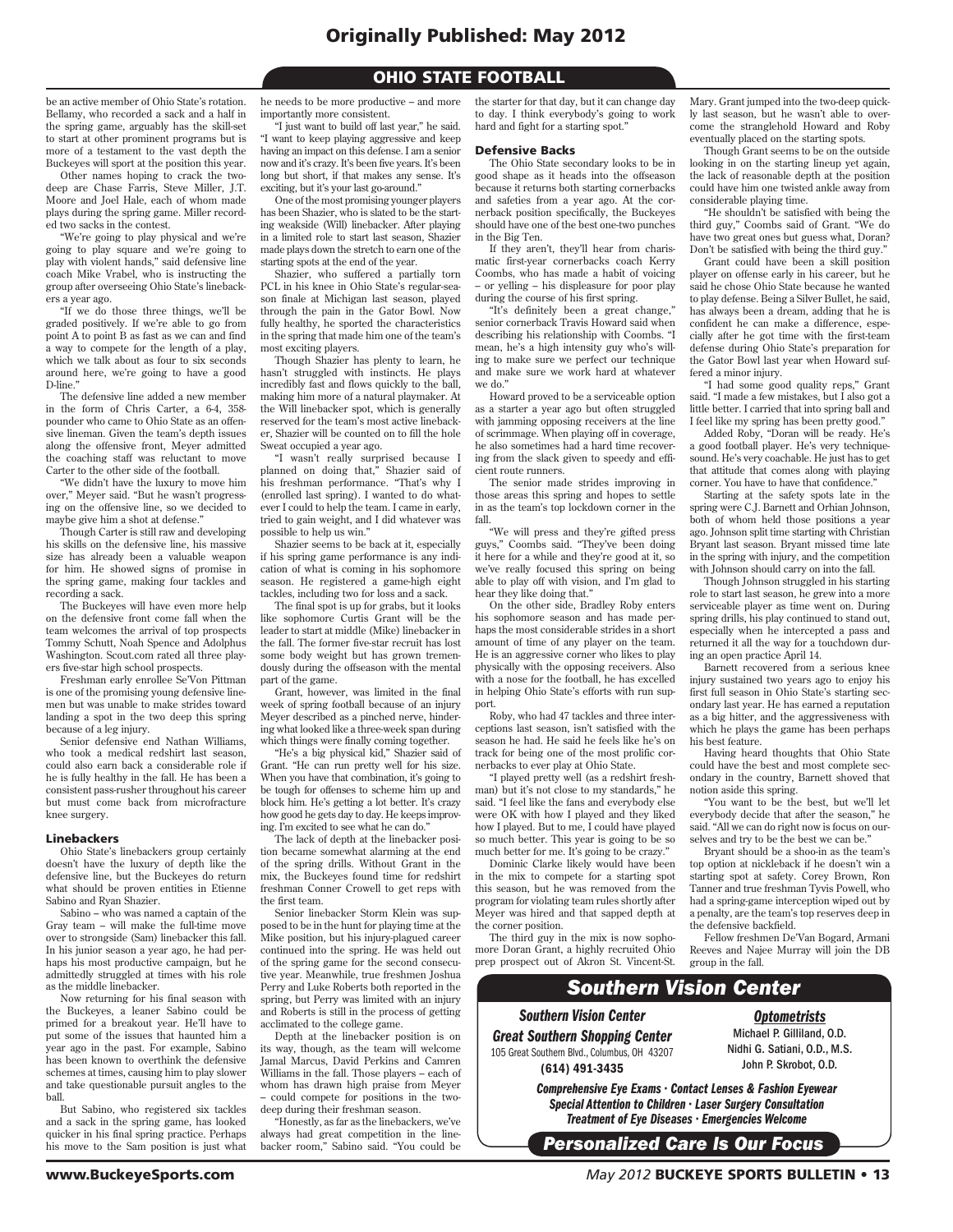# Originally Published: May 2012

## OHIO STATE FOOTBALL

be an active member of Ohio State's rotation. Bellamy, who recorded a sack and a half in the spring game, arguably has the skill-set to start at other prominent programs but is more of a testament to the vast depth the Buckeyes will sport at the position this year.

Other names hoping to crack the two-deep are Chase Farris, Steve Miller, J.T. Moore and Joel Hale, each of whom made plays during the spring game. Miller recorded two sacks in the contest.

"We're going to play physical and we're going to play square and we're going to play with violent hands," said defensive line coach Mike Vrabel, who is instructing the group after overseeing Ohio State's linebackers a year ago.

"If we do those three things, we'll be graded positively. If we're able to go from point A to point B as fast as we can and find a way to compete for the length of a play, which we talk about as four to six seconds around here, we're going to have a good D-line."

The defensive line added a new member in the form of Chris Carter, a 6-4, 358-pounder who came to Ohio State as an offensive lineman. Given the team's depth issues along the offensive front, Meyer admitted the coaching staff was reluctant to move Carter to the other side of the football.

"We didn't have the luxury to move him over," Meyer said. "But he wasn't progressing on the offensive line, so we decided to maybe give him a shot at defense."

Though Carter is still raw and developing his skills on the defensive line, his massive size has already been a valuable weapon for him. He showed signs of promise in the spring game, making four tackles and recording a sack.

The Buckeyes will have even more help on the defensive front come fall when the team welcomes the arrival of top prospects Tommy Schutt, Noah Spence and Adolphus Washington. Scout.com rated all three players five-star high school prospects.

Freshman early enrollee Se'Von Pittman is one of the promising young defensive linemen but was unable to make strides toward landing a spot in the two deep this spring because of a leg injury.

Senior defensive end Nathan Williams, who took a medical redshirt last season, could also earn back a considerable role if he is fully healthy in the fall. He has been a consistent pass-rusher throughout his career but must come back from microfracture knee surgery.

### Linebackers

Ohio State's linebackers group certainly doesn't have the luxury of depth like the defensive line, but the Buckeyes do return what should be proven entities in Etienne Sabino and Ryan Shazier.

Sabino – who was named a captain of the Gray team – will make the full-time move over to strongside (Sam) linebacker this fall. In his junior season a year ago, he had perhaps his most productive campaign, but he admittedly struggled at times with his role as the middle linebacker.

Now returning for his final season with the Buckeyes, a leaner Sabino could be primed for a breakout year. He'll have to put some of the issues that haunted him a year ago in the past. For example, Sabino has been known to overthink the defensive schemes at times, causing him to play slower and take questionable pursuit angles to the ball.

But Sabino, who registered six tackles and a sack in the spring game, has looked quicker in his final spring practice. Perhaps his move to the Sam position is just what he needs to be more productive – and more importantly more consistent.

"I just want to build off last year," he said. "I want to keep playing aggressive and keep having an impact on this defense. I am a senior now and it's crazy. It's been five years. It's been long but short, if that makes any sense. It's exciting, but it's your last go-around."

One of the most promising younger players has been Shazier, who is slated to be the starting weakside (Will) linebacker. After playing in a limited role to start last season, Shazier made plays down the stretch to earn one of the starting spots at the end of the year.

Shazier, who suffered a partially torn PCL in his knee in Ohio State's regular-season finale at Michigan last season, played through the pain in the Gator Bowl. Now fully healthy, he sported the characteristics in the spring that made him one of the team's most exciting players.

Though Shazier has plenty to learn, he hasn't struggled with instincts. He plays incredibly fast and flows quickly to the ball, making him more of a natural playmaker. At the Will linebacker spot, which is generally reserved for the team's most active linebacker, Shazier will be counted on to fill the hole Sweat occupied a year ago.

"I wasn't really surprised because I planned on doing that," Shazier said of his freshman performance. "That's why I (enrolled last spring). I wanted to do whatever I could to help the team. I came in early, tried to gain weight, and I did whatever was possible to help us win."

Shazier seems to be back at it, especially if his spring game performance is any indication of what is coming in his sophomore season. He registered a game-high eight tackles, including two for loss and a sack.

The final spot is up for grabs, but it looks like sophomore Curtis Grant will be the leader to start at middle (Mike) linebacker in the fall. The former five-star recruit has lost some body weight but has grown tremendously during the offseason with the mental part of the game.

Grant, however, was limited in the final week of spring football because of an injury Meyer described as a pinched nerve, hindering what looked like a three-week span during which things were finally coming together.

"He's a big physical kid," Shazier said of Grant. "He can run pretty well for his size. When you have that combination, it's going to be tough for offenses to scheme him up and block him. He's getting a lot better. It's crazy how good he gets day to day. He keeps improving. I'm excited to see what he can do."

The lack of depth at the linebacker position became somewhat alarming at the end of the spring drills. Without Grant in the mix, the Buckeyes found time for redshirt freshman Conner Crowell to get reps with the first team.

Senior linebacker Storm Klein was supposed to be in the hunt for playing time at the Mike position, but his injury-plagued career continued into the spring. He was held out of the spring game for the second consecutive year. Meanwhile, true freshmen Joshua Perry and Luke Roberts both reported in the spring, but Perry was limited with an injury and Roberts is still in the process of getting acclimated to the college game.

Depth at the linebacker position is on its way, though, as the team will welcome Jamal Marcus, David Perkins and Camren Williams in the fall. Those players – each of whom has drawn high praise from Meyer – could compete for positions in the two-deep during their freshman season.

"Honestly, as far as the linebackers, we've always had great competition in the linebacker room," Sabino said. "You could be the starter for that day, but it can change day to day. I think everybody's going to work hard and fight for a starting spot."

### Defensive Backs

The Ohio State secondary looks to be in good shape as it heads into the offseason because it returns both starting cornerbacks and safeties from a year ago. At the cornerback position specifically, the Buckeyes should have one of the best one-two punches in the Big Ten.

If they aren't, they'll hear from charismatic first-year cornerbacks coach Kerry Coombs, who has made a habit of voicing – or yelling – his displeasure for poor play during the course of his first spring.

"It's definitely been a great change," senior cornerback Travis Howard said when describing his relationship with Coombs. "I mean, he's a high intensity guy who's willing to make sure we perfect our technique and make sure we work hard at whatever we do."

Howard proved to be a serviceable option as a starter a year ago but often struggled with jamming opposing receivers at the line of scrimmage. When playing off in coverage, he also sometimes had a hard time recovering from the slack given to speedy and efficient route runners.

The senior made strides improving in those areas this spring and hopes to settle in as the team's top lockdown corner in the fall.

"We will press and they're gifted press guys," Coombs said. "They've been doing it here for a while and they're good at it, so we've really focused this spring on being able to play off with vision, and I'm glad to hear they like doing that."

On the other side, Bradley Roby enters his sophomore season and has made perhaps the most considerable strides in a short amount of time of any player on the team. He is an aggressive corner who likes to play physically with the opposing receivers. Also with a nose for the football, he has excelled in helping Ohio State's efforts with run support.

Roby, who had 47 tackles and three interceptions last season, isn't satisfied with the season he had. He said he feels like he's on track for being one of the most prolific cornerbacks to ever play at Ohio State.

"I played pretty well (as a redshirt freshman) but it's not close to my standards," he said. "I feel like the fans and everybody else were OK with how I played and they liked how I played. But to me, I could have played so much better. This year is going to be so much better for me. It's going to be crazy."

Dominic Clarke likely would have been in the mix to compete for a starting spot this season, but he was removed from the program for violating team rules shortly after Meyer was hired and that sapped depth at the corner position.

The third guy in the mix is now sophomore Doran Grant, a highly recruited Ohio prep prospect out of Akron St. Vincent-St. Mary. Grant jumped into the two-deep quickly last season, but he wasn't able to overcome the stranglehold Howard and Roby eventually placed on the starting spots.

Though Grant seems to be on the outside looking in on the starting lineup yet again, the lack of reasonable depth at the position could have him one twisted ankle away from considerable playing time.

"He shouldn't be satisfied with being the third guy," Coombs said of Grant. "We do have two great ones but guess what, Doran? Don't be satisfied with being the third guy."

Grant could have been a skill position player on offense early in his career, but he said he chose Ohio State because he wanted to play defense. Being a Silver Bullet, he said, has always been a dream, adding that he is confident he can make a difference, especially after he got time with the first-team defense during Ohio State's preparation for the Gator Bowl last year when Howard suffered a minor injury.

"I had some good quality reps," Grant said. "I made a few mistakes, but I also got a little better. I carried that into spring ball and I feel like my spring has been pretty good."

Added Roby, "Doran will be ready. He's a good football player. He's very technique-sound. He's very coachable. He just has to get that attitude that comes along with playing corner. You have to have that confidence."

Starting at the safety spots late in the spring were C.J. Barnett and Orhian Johnson, both of whom held those positions a year ago. Johnson split time starting with Christian Bryant last season. Bryant missed time late in the spring with injury, and the competition with Johnson should carry on into the fall.

Though Johnson struggled in his starting role to start last season, he grew into a more serviceable player as time went on. During spring drills, his play continued to stand out, especially when he intercepted a pass and returned it all the way for a touchdown during an open practice April 14.

Barnett recovered from a serious knee injury sustained two years ago to enjoy his first full season in Ohio State's starting secondary last year. He has earned a reputation as a big hitter, and the aggressiveness with which he plays the game has been perhaps his best feature.

Having heard thoughts that Ohio State could have the best and most complete secondary in the country, Barnett shoved that notion aside this spring.

"You want to be the best, but we'll let everybody decide that after the season," he said. "All we can do right now is focus on ourselves and try to be the best we can be."

Bryant should be a shoo-in as the team's top option at nickleback if he doesn't win a starting spot at safety. Corey Brown, Ron Tanner and true freshman Tyvis Powell, who had a spring-game interception wiped out by a penalty, are the team's top reserves deep in the defensive backfield.

Fellow freshmen De'Van Bogard, Armani Reeves and Najee Murray will join the DB group in the fall.

---

## *Southern Vision Center*

***Southern Vision Center***
***Great Southern Shopping Center***
105 Great Southern Blvd., Columbus, OH 43207
**(614) 491-3435**

***Optometrists***
Michael P. Gilliland, O.D.
Nidhi G. Satiani, O.D., M.S.
John P. Skrobot, O.D.

***Comprehensive Eye Exams · Contact Lenses & Fashion Eyewear***
***Special Attention to Children · Laser Surgery Consultation***
***Treatment of Eye Diseases · Emergencies Welcome***

***Personalized Care Is Our Focus***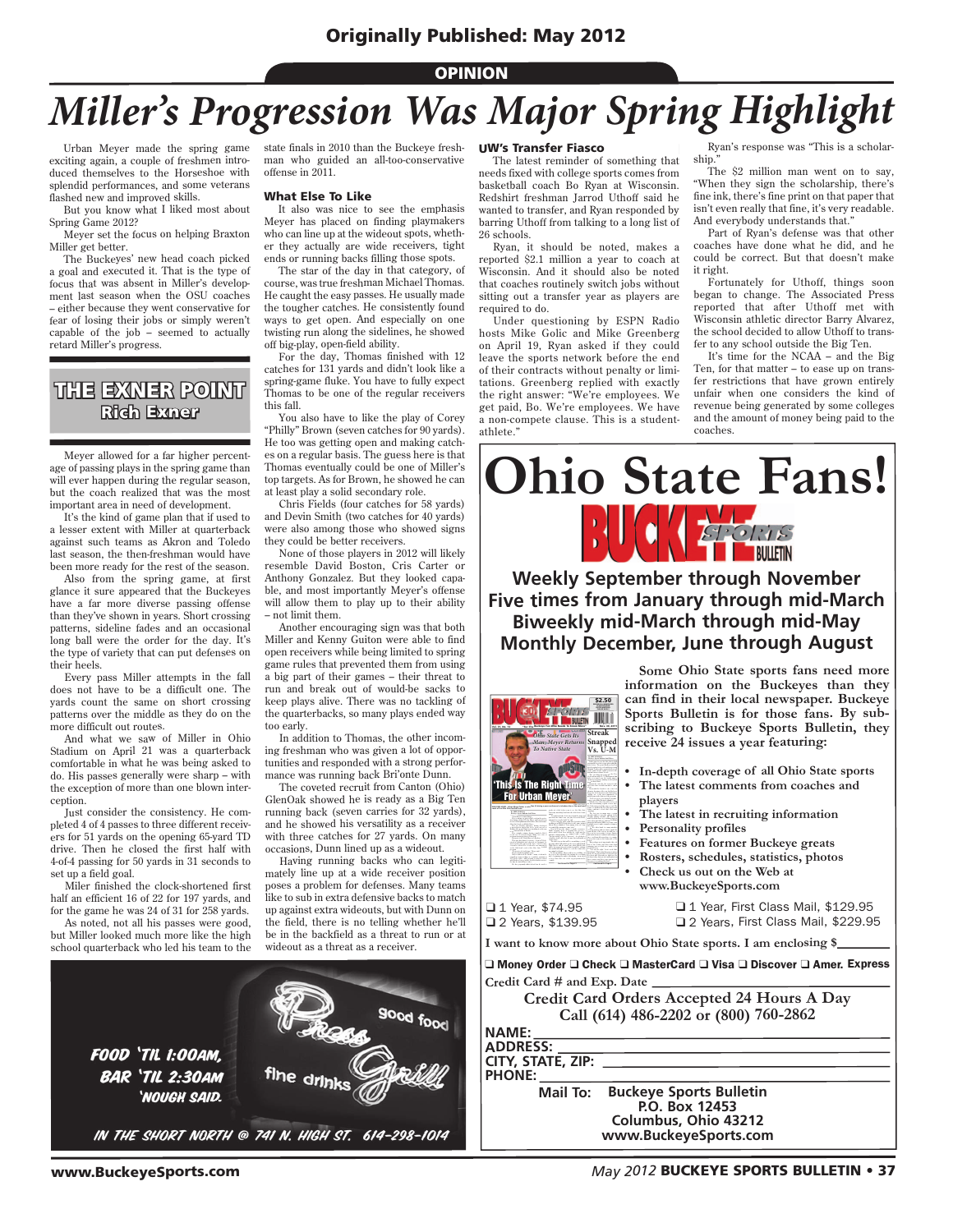Originally Published: May 2012

OPINION

# Miller's Progression Was Major Spring Highlight

Urban Meyer made the spring game exciting again, a couple of freshmen introduced themselves to the Horseshoe with splendid performances, and some veterans flashed new and improved skills.

But you know what I liked most about Spring Game 2012?

Meyer set the focus on helping Braxton Miller get better.

The Buckeyes' new head coach picked a goal and executed it. That is the type of focus that was absent in Miller's development last season when the OSU coaches – either because they went conservative for fear of losing their jobs or simply weren't capable of the job – seemed to actually retard Miller's progress.

**THE EXNER POINT**
**Rich Exner**

Meyer allowed for a far higher percentage of passing plays in the spring game than will ever happen during the regular season, but the coach realized that was the most important area in need of development.

It's the kind of game plan that if used to a lesser extent with Miller at quarterback against such teams as Akron and Toledo last season, the then-freshman would have been more ready for the rest of the season.

Also from the spring game, at first glance it sure appeared that the Buckeyes have a far more diverse passing offense than they've shown in years. Short crossing patterns, sideline fades and an occasional long ball were the order for the day. It's the type of variety that can put defenses on their heels.

Every pass Miller attempts in the fall does not have to be a difficult one. The yards count the same on short crossing patterns over the middle as they do on the more difficult out routes.

And what we saw of Miller in Ohio Stadium on April 21 was a quarterback comfortable in what he was being asked to do. His passes generally were sharp – with the exception of more than one blown interception.

Just consider the consistency. He completed 4 of 4 passes to three different receivers for 51 yards on the opening 65-yard TD drive. Then he closed the first half with 4-of-4 passing for 50 yards in 31 seconds to set up a field goal.

Miler finished the clock-shortened first half an efficient 16 of 22 for 197 yards, and for the game he was 24 of 31 for 258 yards.

As noted, not all his passes were good, but Miller looked much more like the high school quarterback who led his team to the state finals in 2010 than the Buckeye freshman who guided an all-too-conservative offense in 2011.

### What Else To Like

It also was nice to see the emphasis Meyer has placed on finding playmakers who can line up at the wideout spots, whether they actually are wide receivers, tight ends or running backs filling those spots.

The star of the day in that category, of course, was true freshman Michael Thomas. He caught the easy passes. He usually made the tougher catches. He consistently found ways to get open. And especially on one twisting run along the sidelines, he showed off big-play, open-field ability.

For the day, Thomas finished with 12 catches for 131 yards and didn't look like a spring-game fluke. You have to fully expect Thomas to be one of the regular receivers this fall.

You also have to like the play of Corey "Philly" Brown (seven catches for 90 yards). He too was getting open and making catches on a regular basis. The guess here is that Thomas eventually could be one of Miller's top targets. As for Brown, he showed he can at least play a solid secondary role.

Chris Fields (four catches for 58 yards) and Devin Smith (two catches for 40 yards) were also among those who showed signs they could be better receivers.

None of those players in 2012 will likely resemble David Boston, Cris Carter or Anthony Gonzalez. But they looked capable, and most importantly Meyer's offense will allow them to play up to their ability – not limit them.

Another encouraging sign was that both Miller and Kenny Guiton were able to find open receivers while being limited to spring game rules that prevented them from using a big part of their games – their threat to run and break out of would-be sacks to keep plays alive. There was no tackling of the quarterbacks, so many plays ended way too early.

In addition to Thomas, the other incoming freshman who was given a lot of opportunities and responded with a strong performance was running back Bri'onte Dunn.

The coveted recruit from Canton (Ohio) GlenOak showed he is ready as a Big Ten running back (seven carries for 32 yards), and he showed his versatility as a receiver with three catches for 27 yards. On many occasions, Dunn lined up as a wideout.

Having running backs who can legitimately line up at a wide receiver position poses a problem for defenses. Many teams like to sub in extra defensive backs to match up against extra wideouts, but with Dunn on the field, there is no telling whether he'll be in the backfield as a threat to run or at wideout as a threat as a receiver.

### UW's Transfer Fiasco

The latest reminder of something that needs fixed with college sports comes from basketball coach Bo Ryan at Wisconsin. Redshirt freshman Jarrod Uthoff said he wanted to transfer, and Ryan responded by barring Uthoff from talking to a long list of 26 schools.

Ryan, it should be noted, makes a reported $2.1 million a year to coach at Wisconsin. And it should also be noted that coaches routinely switch jobs without sitting out a transfer year as players are required to do.

Under questioning by ESPN Radio hosts Mike Golic and Mike Greenberg on April 19, Ryan asked if they could leave the sports network before the end of their contracts without penalty or limitations. Greenberg replied with exactly the right answer: "We're employees. We get paid, Bo. We're employees. We have a non-compete clause. This is a student-athlete."

Ryan's response was "This is a scholarship."

The $2 million man went on to say, "When they sign the scholarship, there's fine ink, there's fine print on that paper that isn't even really that fine, it's very readable. And everybody understands that."

Part of Ryan's defense was that other coaches have done what he did, and he could be correct. But that doesn't make it right.

Fortunately for Uthoff, things soon began to change. The Associated Press reported that after Uthoff met with Wisconsin athletic director Barry Alvarez, the school decided to allow Uthoff to transfer to any school outside the Big Ten.

It's time for the NCAA – and the Big Ten, for that matter – to ease up on transfer restrictions that have grown entirely unfair when one considers the kind of revenue being generated by some colleges and the amount of money being paid to the coaches.

---

FOOD 'TIL 1:00AM, BAR 'TIL 2:30AM 'NOUGH SAID.

Press Grill — good food, fine drinks

IN THE SHORT NORTH @ 741 N. HIGH ST. 614-298-1014

---

# Ohio State Fans!

BUCKEYE SPORTS BULLETIN

**Weekly September through November**
**Five times from January through mid-March**
**Biweekly mid-March through mid-May**
**Monthly December, June through August**

Some Ohio State sports fans need more information on the Buckeyes than they can find in their local newspaper. Buckeye Sports Bulletin is for those fans. By subscribing to Buckeye Sports Bulletin, they receive 24 issues a year featuring:

- In-depth coverage of all Ohio State sports
- The latest comments from coaches and players
- The latest in recruiting information
- Personality profiles
- Features on former Buckeye greats
- Rosters, schedules, statistics, photos
- Check us out on the Web at www.BuckeyeSports.com

❑ 1 Year, $74.95 ❑ 1 Year, First Class Mail, $129.95
❑ 2 Years, $139.95 ❑ 2 Years, First Class Mail, $229.95

I want to know more about Ohio State sports. I am enclosing $_______

❑ Money Order ❑ Check ❑ MasterCard ❑ Visa ❑ Discover ❑ Amer. Express

Credit Card # and Exp. Date ________________

**Credit Card Orders Accepted 24 Hours A Day**
**Call (614) 486-2202 or (800) 760-2862**

NAME: ________________
ADDRESS: ________________
CITY, STATE, ZIP: ________________
PHONE: ________________

Mail To: Buckeye Sports Bulletin
P.O. Box 12453
Columbus, Ohio 43212
www.BuckeyeSports.com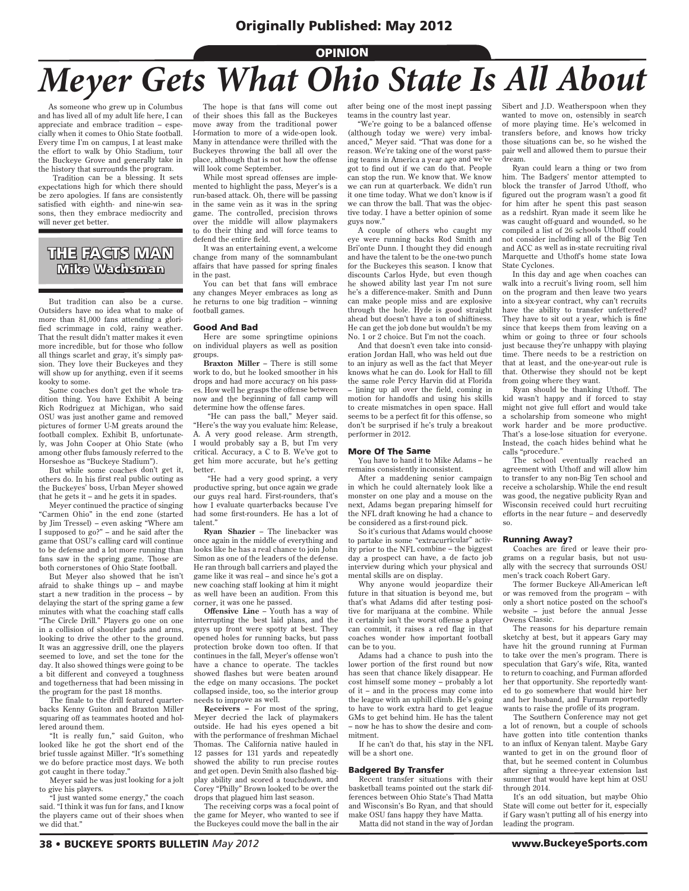Originally Published: May 2012

OPINION

# Meyer Gets What Ohio State Is All About

As someone who grew up in Columbus and has lived all of my adult life here, I can appreciate and embrace tradition – especially when it comes to Ohio State football. Every time I'm on campus, I at least make the effort to walk by Ohio Stadium, tour the Buckeye Grove and generally take in the history that surrounds the program.

Tradition can be a blessing. It sets expectations high for which there should be zero apologies. If fans are consistently satisfied with eighth- and nine-win seasons, then they embrace mediocrity and will never get better.

**THE FACTS MAN**
**Mike Wachsman**

But tradition can also be a curse. Outsiders have no idea what to make of more than 81,000 fans attending a glorified scrimmage in cold, rainy weather. That the result didn't matter makes it even more incredible, but for those who follow all things scarlet and gray, it's simply passion. They love their Buckeyes and they will show up for anything, even if it seems kooky to some.

Some coaches don't get the whole tradition thing. You have Exhibit A being Rich Rodriguez at Michigan, who said OSU was just another game and removed pictures of former U-M greats around the football complex. Exhibit B, unfortunately, was John Cooper at Ohio State (who among other flubs famously referred to the Horseshoe as "Buckeye Stadium").

But while some coaches don't get it, others do. In his first real public outing as the Buckeyes' boss, Urban Meyer showed that he gets it – and he gets it in spades.

Meyer continued the practice of singing "Carmen Ohio" in the end zone (started by Jim Tressel) – even asking "Where am I supposed to go?" – and he said after the game that OSU's calling card will continue to be defense and a lot more running than fans saw in the spring game. Those are both cornerstones of Ohio State football.

But Meyer also showed that he isn't afraid to shake things up – and maybe start a new tradition in the process – by delaying the start of the spring game a few minutes with what the coaching staff calls "The Circle Drill." Players go one on one in a collision of shoulder pads and arms, looking to drive the other to the ground. It was an aggressive drill, one the players seemed to love, and set the tone for the day. It also showed things were going to be a bit different and conveyed a toughness and togetherness that had been missing in the program for the past 18 months.

The finale to the drill featured quarterbacks Kenny Guiton and Braxton Miller squaring off as teammates hooted and hollered around them.

"It is really fun," said Guiton, who looked like he got the short end of the brief tussle against Miller. "It's something we do before practice most days. We both got caught in there today."

Meyer said he was just looking for a jolt to give his players.

"I just wanted some energy," the coach said. "I think it was fun for fans, and I know the players came out of their shoes when we did that."

The hope is that fans will come out of their shoes this fall as the Buckeyes move away from the traditional power I-formation to more of a wide-open look. Many in attendance were thrilled with the Buckeyes throwing the ball all over the place, although that is not how the offense will look come September.

While most spread offenses are implemented to highlight the pass, Meyer's is a run-based attack. Oh, there will be passing in the same vein as it was in the spring game. The controlled, precision throws over the middle will allow playmakers to do their thing and will force teams to defend the entire field.

It was an entertaining event, a welcome change from many of the somnambulant affairs that have passed for spring finales in the past.

You can bet that fans will embrace any changes Meyer embraces as long as he returns to one big tradition – winning football games.

### Good And Bad

Here are some springtime opinions on individual players as well as position groups.

**Braxton Miller** – There is still some work to do, but he looked smoother in his drops and had more accuracy on his passes. How well he grasps the offense between now and the beginning of fall camp will determine how the offense fares.

"He can pass the ball," Meyer said. "Here's the way you evaluate him: Release, A. A very good release. Arm strength, I would probably say a B, but I'm very critical. Accuracy, a C to B. We've got to get him more accurate, but he's getting better.

"He had a very good spring, a very productive spring, but once again we grade our guys real hard. First-rounders, that's how I evaluate quarterbacks because I've had some first-rounders. He has a lot of talent."

**Ryan Shazier** – The linebacker was once again in the middle of everything and looks like he has a real chance to join John Simon as one of the leaders of the defense. He ran through ball carriers and played the game like it was real – and since he's got a new coaching staff looking at him it might as well have been an audition. From this corner, it was one he passed.

**Offensive Line** – Youth has a way of interrupting the best laid plans, and the guys up front were spotty at best. They opened holes for running backs, but pass protection broke down too often. If that continues in the fall, Meyer's offense won't have a chance to operate. The tackles showed flashes but were beaten around the edge on many occasions. The pocket collapsed inside, too, so the interior group needs to improve as well.

**Receivers** – For most of the spring, Meyer decried the lack of playmakers outside. He had his eyes opened a bit with the performance of freshman Michael Thomas. The California native hauled in 12 passes for 131 yards and repeatedly showed the ability to run precise routes and get open. Devin Smith also flashed big-play ability and scored a touchdown, and Corey "Philly" Brown looked to be over the drops that plagued him last season.

The receiving corps was a focal point of the game for Meyer, who wanted to see if the Buckeyes could move the ball in the air after being one of the most inept passing teams in the country last year.

"We're going to be a balanced offense (although today we were) very imbalanced," Meyer said. "That was done for a reason. We're taking one of the worst passing teams in America a year ago and we've got to find out if we can do that. People can stop the run. We know that. We know we can run at quarterback. We didn't run it one time today. What we don't know is if we can throw the ball. That was the objective today. I have a better opinion of some guys now."

A couple of others who caught my eye were running backs Rod Smith and Bri'onte Dunn. I thought they did enough and have the talent to be the one-two punch for the Buckeyes this season. I know that discounts Carlos Hyde, but even though he showed ability last year I'm not sure he's a difference-maker. Smith and Dunn can make people miss and are explosive through the hole. Hyde is good straight ahead but doesn't have a ton of shiftiness. He can get the job done but wouldn't be my No. 1 or 2 choice. But I'm not the coach.

And that doesn't even take into consideration Jordan Hall, who was held out due to an injury as well as the fact that Meyer knows what he can do. Look for Hall to fill the same role Percy Harvin did at Florida – lining up all over the field, coming in motion for handoffs and using his skills to create mismatches in open space. Hall seems to be a perfect fit for this offense, so don't be surprised if he's truly a breakout performer in 2012.

### More Of The Same

You have to hand it to Mike Adams – he remains consistently inconsistent.

After a maddening senior campaign in which he could alternately look like a monster on one play and a mouse on the next, Adams began preparing himself for the NFL draft knowing he had a chance to be considered as a first-round pick.

So it's curious that Adams would choose to partake in some "extracurricular" activity prior to the NFL combine – the biggest day a prospect can have, a de facto job interview during which your physical and mental skills are on display.

Why anyone would jeopardize their future in that situation is beyond me, but that's what Adams did after testing positive for marijuana at the combine. While it certainly isn't the worst offense a player can commit, it raises a red flag in that coaches wonder how important football can be to you.

Adams had a chance to push into the lower portion of the first round but now has seen that chance likely disappear. He cost himself some money – probably a lot of it – and in the process may come into the league with an uphill climb. He's going to have to work extra hard to get league GMs to get behind him. He has the talent – now he has to show the desire and commitment.

If he can't do that, his stay in the NFL will be a short one.

### Badgered By Transfer

Recent transfer situations with their basketball teams pointed out the stark differences between Ohio State's Thad Matta and Wisconsin's Bo Ryan, and that should make OSU fans happy they have Matta.

Matta did not stand in the way of Jordan Sibert and J.D. Weatherspoon when they wanted to move on, ostensibly in search of more playing time. He's welcomed in transfers before, and knows how tricky those situations can be, so he wished the pair well and allowed them to pursue their dream.

Ryan could learn a thing or two from him. The Badgers' mentor attempted to block the transfer of Jarrod Uthoff, who figured out the program wasn't a good fit for him after he spent this past season as a redshirt. Ryan made it seem like he was caught off-guard and wounded, so he compiled a list of 26 schools Uthoff could not consider including all of the Big Ten and ACC as well as in-state recruiting rival Marquette and Uthoff's home state Iowa State Cyclones.

In this day and age when coaches can walk into a recruit's living room, sell him on the program and then leave two years into a six-year contract, why can't recruits have the ability to transfer unfettered? They have to sit out a year, which is fine since that keeps them from leaving on a whim or going to three or four schools just because they're unhappy with playing time. There needs to be a restriction on that at least, and the one-year-out rule is that. Otherwise they should not be kept from going where they want.

Ryan should be thanking Uthoff. The kid wasn't happy and if forced to stay might not give full effort and would take a scholarship from someone who might work harder and be more productive. That's a lose-lose situation for everyone. Instead, the coach hides behind what he calls "procedure."

The school eventually reached an agreement with Uthoff and will allow him to transfer to any non-Big Ten school and receive a scholarship. While the end result was good, the negative publicity Ryan and Wisconsin received could hurt recruiting efforts in the near future – and deservedly so.

### Running Away?

Coaches are fired or leave their programs on a regular basis, but not usually with the secrecy that surrounds OSU men's track coach Robert Gary.

The former Buckeye All-American left or was removed from the program – with only a short notice posted on the school's website – just before the annual Jesse Owens Classic.

The reasons for his departure remain sketchy at best, but it appears Gary may have hit the ground running at Furman to take over the men's program. There is speculation that Gary's wife, Rita, wanted to return to coaching, and Furman afforded her that opportunity. She reportedly wanted to go somewhere that would hire her and her husband, and Furman reportedly wants to raise the profile of its program.

The Southern Conference may not get a lot of renown, but a couple of schools have gotten into title contention thanks to an influx of Kenyan talent. Maybe Gary wanted to get in on the ground floor of that, but he seemed content in Columbus after signing a three-year extension last summer that would have kept him at OSU through 2014.

It's an odd situation, but maybe Ohio State will come out better for it, especially if Gary wasn't putting all of his energy into leading the program.